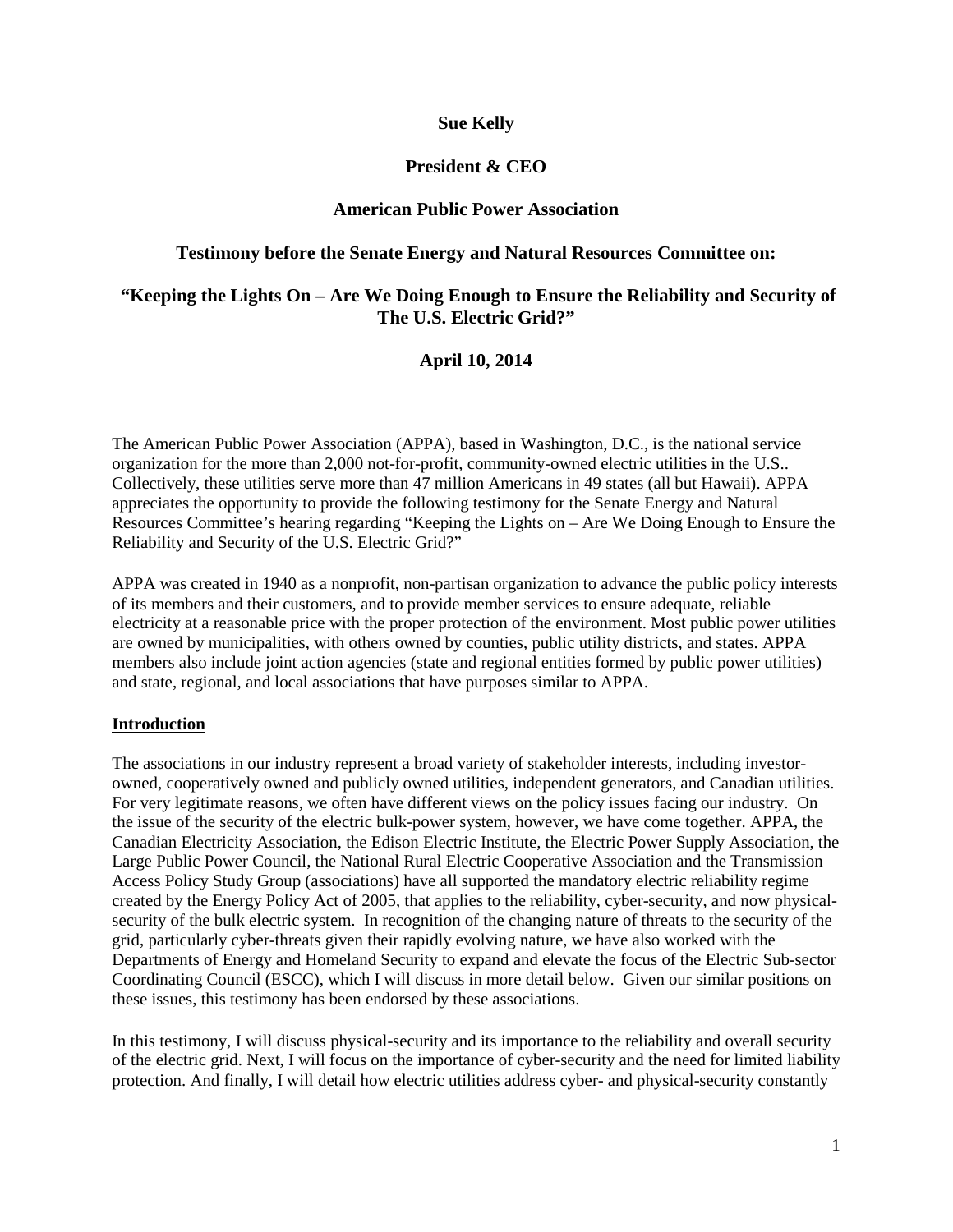**Sue Kelly**

**President & CEO**

**American Public Power Association**

**Testimony before the Senate Energy and Natural Resources Committee on:**

**"Keeping the Lights On – Are We Doing Enough to Ensure the Reliability and Security of The U.S. Electric Grid?"**

**April 10, 2014**

The American Public Power Association (APPA), based in Washington, D.C., is the national service organization for the more than 2,000 not-for-profit, community-owned electric utilities in the U.S.. Collectively, these utilities serve more than 47 million Americans in 49 states (all but Hawaii). APPA appreciates the opportunity to provide the following testimony for the Senate Energy and Natural Resources Committee's hearing regarding "Keeping the Lights on – Are We Doing Enough to Ensure the Reliability and Security of the U.S. Electric Grid?"

APPA was created in 1940 as a nonprofit, non-partisan organization to advance the public policy interests of its members and their customers, and to provide member services to ensure adequate, reliable electricity at a reasonable price with the proper protection of the environment. Most public power utilities are owned by municipalities, with others owned by counties, public utility districts, and states. APPA members also include joint action agencies (state and regional entities formed by public power utilities) and state, regional, and local associations that have purposes similar to APPA.

## Introduction

The associations in our industry represent a broad variety of stakeholder interests, including investor-owned, cooperatively owned and publicly owned utilities, independent generators, and Canadian utilities. For very legitimate reasons, we often have different views on the policy issues facing our industry. On the issue of the security of the electric bulk-power system, however, we have come together. APPA, the Canadian Electricity Association, the Edison Electric Institute, the Electric Power Supply Association, the Large Public Power Council, the National Rural Electric Cooperative Association and the Transmission Access Policy Study Group (associations) have all supported the mandatory electric reliability regime created by the Energy Policy Act of 2005, that applies to the reliability, cyber-security, and now physical-security of the bulk electric system. In recognition of the changing nature of threats to the security of the grid, particularly cyber-threats given their rapidly evolving nature, we have also worked with the Departments of Energy and Homeland Security to expand and elevate the focus of the Electric Sub-sector Coordinating Council (ESCC), which I will discuss in more detail below. Given our similar positions on these issues, this testimony has been endorsed by these associations.

In this testimony, I will discuss physical-security and its importance to the reliability and overall security of the electric grid. Next, I will focus on the importance of cyber-security and the need for limited liability protection. And finally, I will detail how electric utilities address cyber- and physical-security constantly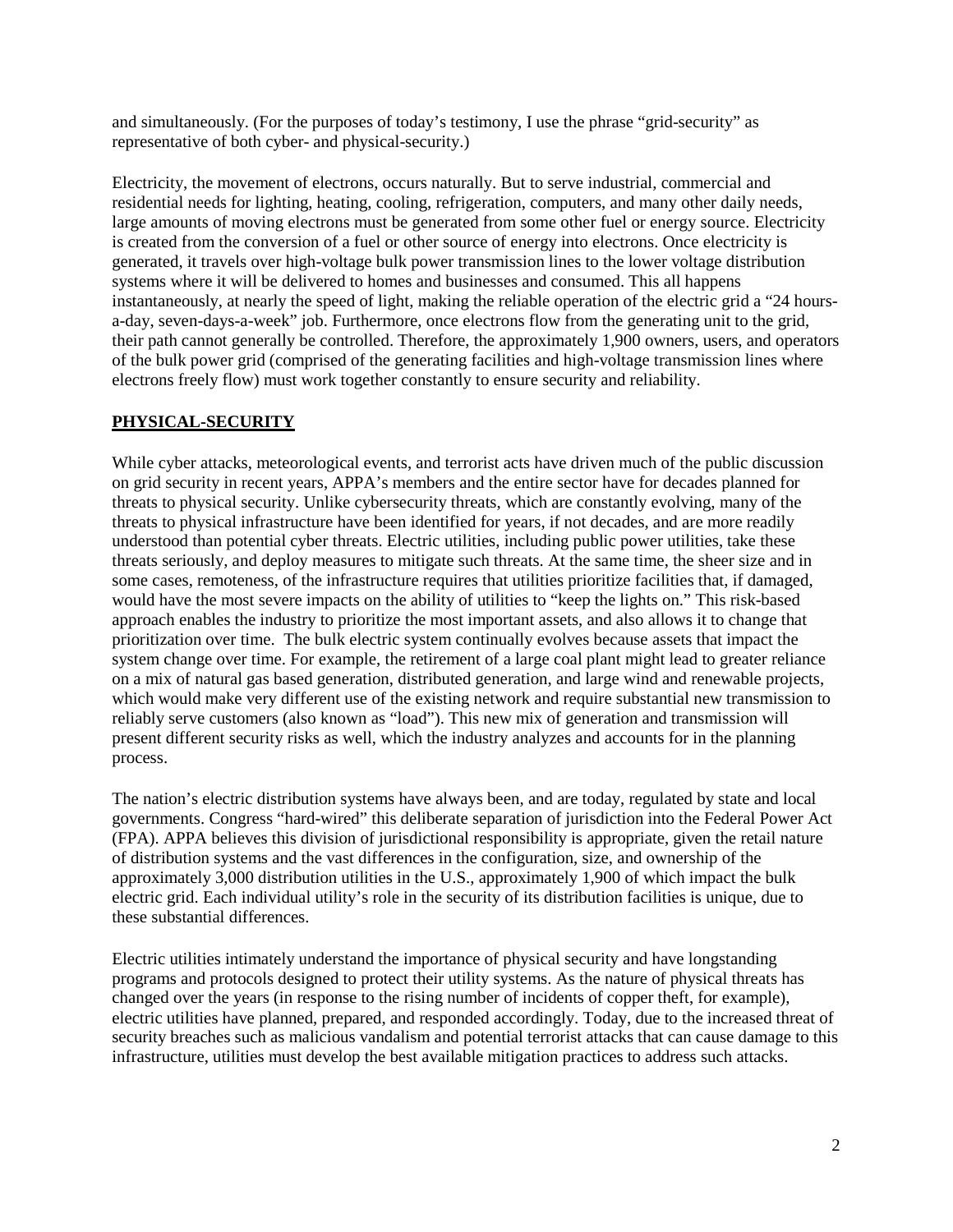and simultaneously. (For the purposes of today's testimony, I use the phrase "grid-security" as representative of both cyber- and physical-security.)

Electricity, the movement of electrons, occurs naturally. But to serve industrial, commercial and residential needs for lighting, heating, cooling, refrigeration, computers, and many other daily needs, large amounts of moving electrons must be generated from some other fuel or energy source. Electricity is created from the conversion of a fuel or other source of energy into electrons. Once electricity is generated, it travels over high-voltage bulk power transmission lines to the lower voltage distribution systems where it will be delivered to homes and businesses and consumed. This all happens instantaneously, at nearly the speed of light, making the reliable operation of the electric grid a "24 hours-a-day, seven-days-a-week" job. Furthermore, once electrons flow from the generating unit to the grid, their path cannot generally be controlled. Therefore, the approximately 1,900 owners, users, and operators of the bulk power grid (comprised of the generating facilities and high-voltage transmission lines where electrons freely flow) must work together constantly to ensure security and reliability.

## **PHYSICAL-SECURITY**

While cyber attacks, meteorological events, and terrorist acts have driven much of the public discussion on grid security in recent years, APPA's members and the entire sector have for decades planned for threats to physical security. Unlike cybersecurity threats, which are constantly evolving, many of the threats to physical infrastructure have been identified for years, if not decades, and are more readily understood than potential cyber threats. Electric utilities, including public power utilities, take these threats seriously, and deploy measures to mitigate such threats. At the same time, the sheer size and in some cases, remoteness, of the infrastructure requires that utilities prioritize facilities that, if damaged, would have the most severe impacts on the ability of utilities to "keep the lights on." This risk-based approach enables the industry to prioritize the most important assets, and also allows it to change that prioritization over time. The bulk electric system continually evolves because assets that impact the system change over time. For example, the retirement of a large coal plant might lead to greater reliance on a mix of natural gas based generation, distributed generation, and large wind and renewable projects, which would make very different use of the existing network and require substantial new transmission to reliably serve customers (also known as "load"). This new mix of generation and transmission will present different security risks as well, which the industry analyzes and accounts for in the planning process.

The nation's electric distribution systems have always been, and are today, regulated by state and local governments. Congress "hard-wired" this deliberate separation of jurisdiction into the Federal Power Act (FPA). APPA believes this division of jurisdictional responsibility is appropriate, given the retail nature of distribution systems and the vast differences in the configuration, size, and ownership of the approximately 3,000 distribution utilities in the U.S., approximately 1,900 of which impact the bulk electric grid. Each individual utility's role in the security of its distribution facilities is unique, due to these substantial differences.

Electric utilities intimately understand the importance of physical security and have longstanding programs and protocols designed to protect their utility systems. As the nature of physical threats has changed over the years (in response to the rising number of incidents of copper theft, for example), electric utilities have planned, prepared, and responded accordingly. Today, due to the increased threat of security breaches such as malicious vandalism and potential terrorist attacks that can cause damage to this infrastructure, utilities must develop the best available mitigation practices to address such attacks.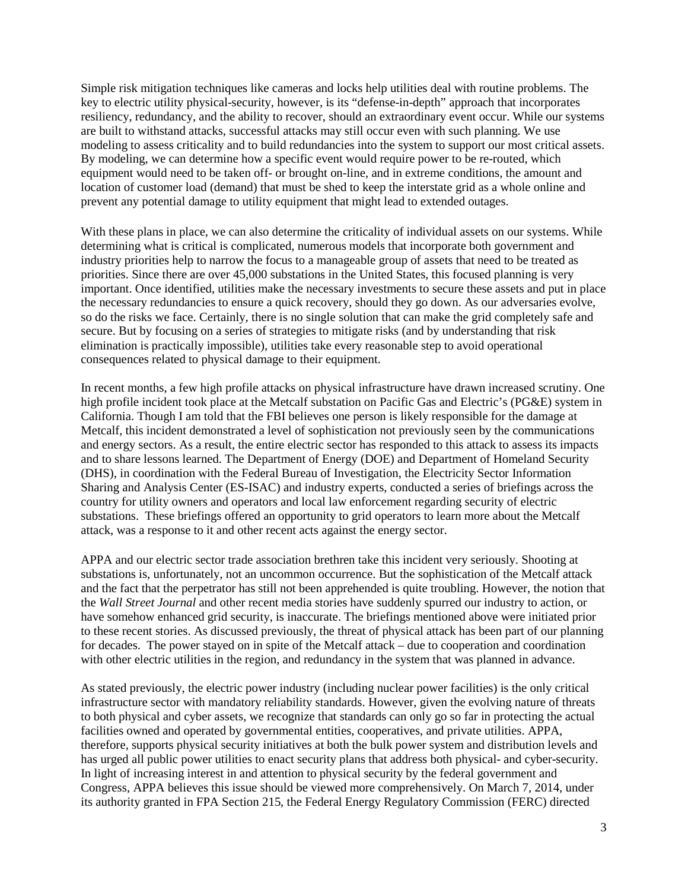Simple risk mitigation techniques like cameras and locks help utilities deal with routine problems. The key to electric utility physical-security, however, is its "defense-in-depth" approach that incorporates resiliency, redundancy, and the ability to recover, should an extraordinary event occur. While our systems are built to withstand attacks, successful attacks may still occur even with such planning. We use modeling to assess criticality and to build redundancies into the system to support our most critical assets. By modeling, we can determine how a specific event would require power to be re-routed, which equipment would need to be taken off- or brought on-line, and in extreme conditions, the amount and location of customer load (demand) that must be shed to keep the interstate grid as a whole online and prevent any potential damage to utility equipment that might lead to extended outages.

With these plans in place, we can also determine the criticality of individual assets on our systems. While determining what is critical is complicated, numerous models that incorporate both government and industry priorities help to narrow the focus to a manageable group of assets that need to be treated as priorities. Since there are over 45,000 substations in the United States, this focused planning is very important. Once identified, utilities make the necessary investments to secure these assets and put in place the necessary redundancies to ensure a quick recovery, should they go down. As our adversaries evolve, so do the risks we face. Certainly, there is no single solution that can make the grid completely safe and secure. But by focusing on a series of strategies to mitigate risks (and by understanding that risk elimination is practically impossible), utilities take every reasonable step to avoid operational consequences related to physical damage to their equipment.

In recent months, a few high profile attacks on physical infrastructure have drawn increased scrutiny. One high profile incident took place at the Metcalf substation on Pacific Gas and Electric's (PG&E) system in California. Though I am told that the FBI believes one person is likely responsible for the damage at Metcalf, this incident demonstrated a level of sophistication not previously seen by the communications and energy sectors. As a result, the entire electric sector has responded to this attack to assess its impacts and to share lessons learned. The Department of Energy (DOE) and Department of Homeland Security (DHS), in coordination with the Federal Bureau of Investigation, the Electricity Sector Information Sharing and Analysis Center (ES-ISAC) and industry experts, conducted a series of briefings across the country for utility owners and operators and local law enforcement regarding security of electric substations. These briefings offered an opportunity to grid operators to learn more about the Metcalf attack, was a response to it and other recent acts against the energy sector.

APPA and our electric sector trade association brethren take this incident very seriously. Shooting at substations is, unfortunately, not an uncommon occurrence. But the sophistication of the Metcalf attack and the fact that the perpetrator has still not been apprehended is quite troubling. However, the notion that the *Wall Street Journal* and other recent media stories have suddenly spurred our industry to action, or have somehow enhanced grid security, is inaccurate. The briefings mentioned above were initiated prior to these recent stories. As discussed previously, the threat of physical attack has been part of our planning for decades. The power stayed on in spite of the Metcalf attack – due to cooperation and coordination with other electric utilities in the region, and redundancy in the system that was planned in advance.

As stated previously, the electric power industry (including nuclear power facilities) is the only critical infrastructure sector with mandatory reliability standards. However, given the evolving nature of threats to both physical and cyber assets, we recognize that standards can only go so far in protecting the actual facilities owned and operated by governmental entities, cooperatives, and private utilities. APPA, therefore, supports physical security initiatives at both the bulk power system and distribution levels and has urged all public power utilities to enact security plans that address both physical- and cyber-security. In light of increasing interest in and attention to physical security by the federal government and Congress, APPA believes this issue should be viewed more comprehensively. On March 7, 2014, under its authority granted in FPA Section 215, the Federal Energy Regulatory Commission (FERC) directed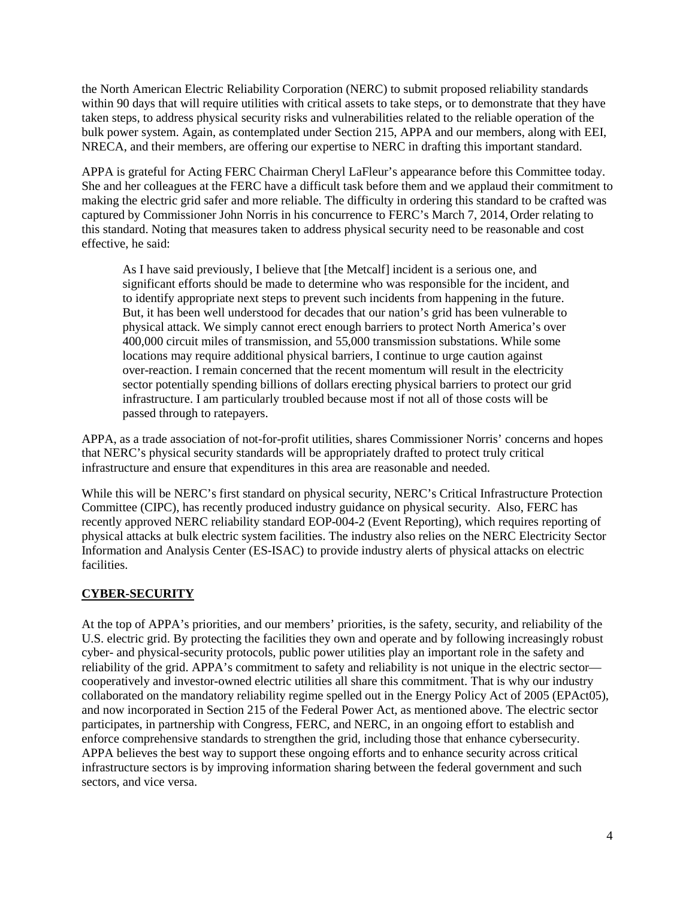the North American Electric Reliability Corporation (NERC) to submit proposed reliability standards within 90 days that will require utilities with critical assets to take steps, or to demonstrate that they have taken steps, to address physical security risks and vulnerabilities related to the reliable operation of the bulk power system. Again, as contemplated under Section 215, APPA and our members, along with EEI, NRECA, and their members, are offering our expertise to NERC in drafting this important standard.

APPA is grateful for Acting FERC Chairman Cheryl LaFleur's appearance before this Committee today. She and her colleagues at the FERC have a difficult task before them and we applaud their commitment to making the electric grid safer and more reliable. The difficulty in ordering this standard to be crafted was captured by Commissioner John Norris in his concurrence to FERC's March 7, 2014, Order relating to this standard. Noting that measures taken to address physical security need to be reasonable and cost effective, he said:

> As I have said previously, I believe that [the Metcalf] incident is a serious one, and significant efforts should be made to determine who was responsible for the incident, and to identify appropriate next steps to prevent such incidents from happening in the future. But, it has been well understood for decades that our nation's grid has been vulnerable to physical attack. We simply cannot erect enough barriers to protect North America's over 400,000 circuit miles of transmission, and 55,000 transmission substations. While some locations may require additional physical barriers, I continue to urge caution against over-reaction. I remain concerned that the recent momentum will result in the electricity sector potentially spending billions of dollars erecting physical barriers to protect our grid infrastructure. I am particularly troubled because most if not all of those costs will be passed through to ratepayers.

APPA, as a trade association of not-for-profit utilities, shares Commissioner Norris' concerns and hopes that NERC's physical security standards will be appropriately drafted to protect truly critical infrastructure and ensure that expenditures in this area are reasonable and needed.

While this will be NERC's first standard on physical security, NERC's Critical Infrastructure Protection Committee (CIPC), has recently produced industry guidance on physical security. Also, FERC has recently approved NERC reliability standard EOP-004-2 (Event Reporting), which requires reporting of physical attacks at bulk electric system facilities. The industry also relies on the NERC Electricity Sector Information and Analysis Center (ES-ISAC) to provide industry alerts of physical attacks on electric facilities.

## CYBER-SECURITY

At the top of APPA's priorities, and our members' priorities, is the safety, security, and reliability of the U.S. electric grid. By protecting the facilities they own and operate and by following increasingly robust cyber- and physical-security protocols, public power utilities play an important role in the safety and reliability of the grid. APPA's commitment to safety and reliability is not unique in the electric sector—cooperatively and investor-owned electric utilities all share this commitment. That is why our industry collaborated on the mandatory reliability regime spelled out in the Energy Policy Act of 2005 (EPAct05), and now incorporated in Section 215 of the Federal Power Act, as mentioned above. The electric sector participates, in partnership with Congress, FERC, and NERC, in an ongoing effort to establish and enforce comprehensive standards to strengthen the grid, including those that enhance cybersecurity. APPA believes the best way to support these ongoing efforts and to enhance security across critical infrastructure sectors is by improving information sharing between the federal government and such sectors, and vice versa.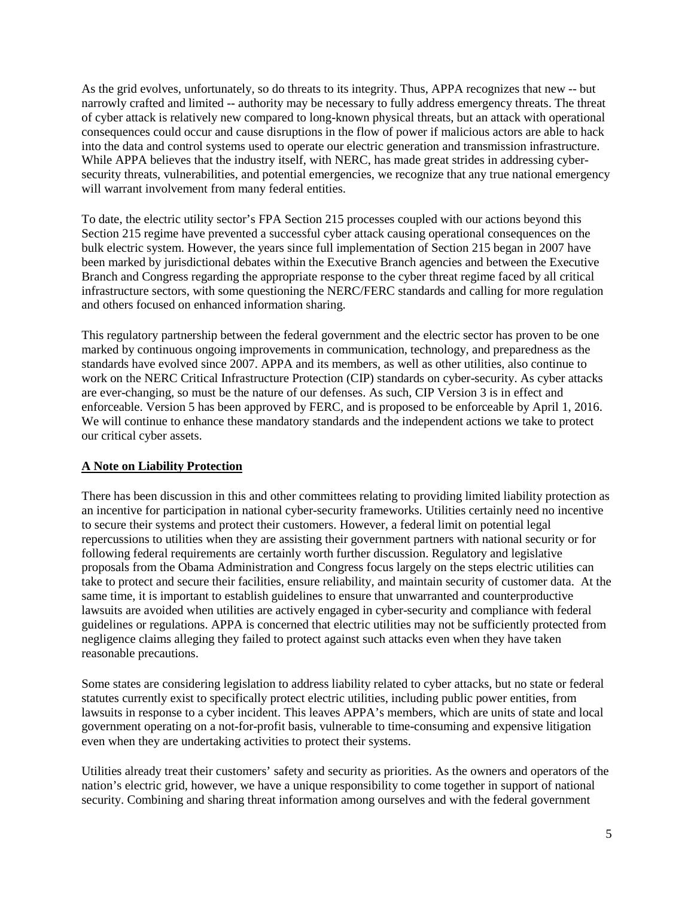As the grid evolves, unfortunately, so do threats to its integrity. Thus, APPA recognizes that new -- but narrowly crafted and limited -- authority may be necessary to fully address emergency threats. The threat of cyber attack is relatively new compared to long-known physical threats, but an attack with operational consequences could occur and cause disruptions in the flow of power if malicious actors are able to hack into the data and control systems used to operate our electric generation and transmission infrastructure. While APPA believes that the industry itself, with NERC, has made great strides in addressing cyber-security threats, vulnerabilities, and potential emergencies, we recognize that any true national emergency will warrant involvement from many federal entities.

To date, the electric utility sector's FPA Section 215 processes coupled with our actions beyond this Section 215 regime have prevented a successful cyber attack causing operational consequences on the bulk electric system. However, the years since full implementation of Section 215 began in 2007 have been marked by jurisdictional debates within the Executive Branch agencies and between the Executive Branch and Congress regarding the appropriate response to the cyber threat regime faced by all critical infrastructure sectors, with some questioning the NERC/FERC standards and calling for more regulation and others focused on enhanced information sharing.

This regulatory partnership between the federal government and the electric sector has proven to be one marked by continuous ongoing improvements in communication, technology, and preparedness as the standards have evolved since 2007. APPA and its members, as well as other utilities, also continue to work on the NERC Critical Infrastructure Protection (CIP) standards on cyber-security. As cyber attacks are ever-changing, so must be the nature of our defenses. As such, CIP Version 3 is in effect and enforceable. Version 5 has been approved by FERC, and is proposed to be enforceable by April 1, 2016. We will continue to enhance these mandatory standards and the independent actions we take to protect our critical cyber assets.

**A Note on Liability Protection**

There has been discussion in this and other committees relating to providing limited liability protection as an incentive for participation in national cyber-security frameworks. Utilities certainly need no incentive to secure their systems and protect their customers. However, a federal limit on potential legal repercussions to utilities when they are assisting their government partners with national security or for following federal requirements are certainly worth further discussion. Regulatory and legislative proposals from the Obama Administration and Congress focus largely on the steps electric utilities can take to protect and secure their facilities, ensure reliability, and maintain security of customer data. At the same time, it is important to establish guidelines to ensure that unwarranted and counterproductive lawsuits are avoided when utilities are actively engaged in cyber-security and compliance with federal guidelines or regulations. APPA is concerned that electric utilities may not be sufficiently protected from negligence claims alleging they failed to protect against such attacks even when they have taken reasonable precautions.

Some states are considering legislation to address liability related to cyber attacks, but no state or federal statutes currently exist to specifically protect electric utilities, including public power entities, from lawsuits in response to a cyber incident. This leaves APPA's members, which are units of state and local government operating on a not-for-profit basis, vulnerable to time-consuming and expensive litigation even when they are undertaking activities to protect their systems.

Utilities already treat their customers' safety and security as priorities. As the owners and operators of the nation's electric grid, however, we have a unique responsibility to come together in support of national security. Combining and sharing threat information among ourselves and with the federal government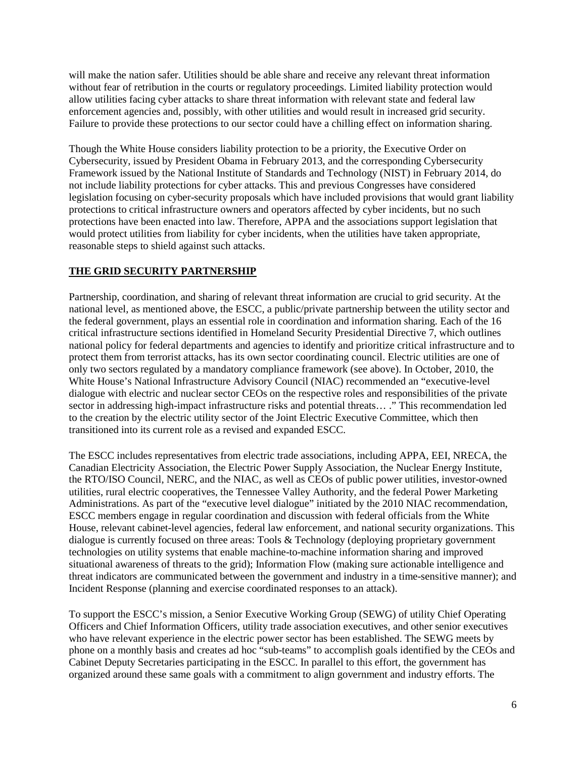will make the nation safer. Utilities should be able share and receive any relevant threat information without fear of retribution in the courts or regulatory proceedings. Limited liability protection would allow utilities facing cyber attacks to share threat information with relevant state and federal law enforcement agencies and, possibly, with other utilities and would result in increased grid security. Failure to provide these protections to our sector could have a chilling effect on information sharing.

Though the White House considers liability protection to be a priority, the Executive Order on Cybersecurity, issued by President Obama in February 2013, and the corresponding Cybersecurity Framework issued by the National Institute of Standards and Technology (NIST) in February 2014, do not include liability protections for cyber attacks. This and previous Congresses have considered legislation focusing on cyber-security proposals which have included provisions that would grant liability protections to critical infrastructure owners and operators affected by cyber incidents, but no such protections have been enacted into law. Therefore, APPA and the associations support legislation that would protect utilities from liability for cyber incidents, when the utilities have taken appropriate, reasonable steps to shield against such attacks.

## THE GRID SECURITY PARTNERSHIP

Partnership, coordination, and sharing of relevant threat information are crucial to grid security. At the national level, as mentioned above, the ESCC, a public/private partnership between the utility sector and the federal government, plays an essential role in coordination and information sharing. Each of the 16 critical infrastructure sections identified in Homeland Security Presidential Directive 7, which outlines national policy for federal departments and agencies to identify and prioritize critical infrastructure and to protect them from terrorist attacks, has its own sector coordinating council. Electric utilities are one of only two sectors regulated by a mandatory compliance framework (see above). In October, 2010, the White House's National Infrastructure Advisory Council (NIAC) recommended an "executive-level dialogue with electric and nuclear sector CEOs on the respective roles and responsibilities of the private sector in addressing high-impact infrastructure risks and potential threats… ." This recommendation led to the creation by the electric utility sector of the Joint Electric Executive Committee, which then transitioned into its current role as a revised and expanded ESCC.

The ESCC includes representatives from electric trade associations, including APPA, EEI, NRECA, the Canadian Electricity Association, the Electric Power Supply Association, the Nuclear Energy Institute, the RTO/ISO Council, NERC, and the NIAC, as well as CEOs of public power utilities, investor-owned utilities, rural electric cooperatives, the Tennessee Valley Authority, and the federal Power Marketing Administrations. As part of the "executive level dialogue" initiated by the 2010 NIAC recommendation, ESCC members engage in regular coordination and discussion with federal officials from the White House, relevant cabinet-level agencies, federal law enforcement, and national security organizations. This dialogue is currently focused on three areas: Tools & Technology (deploying proprietary government technologies on utility systems that enable machine-to-machine information sharing and improved situational awareness of threats to the grid); Information Flow (making sure actionable intelligence and threat indicators are communicated between the government and industry in a time-sensitive manner); and Incident Response (planning and exercise coordinated responses to an attack).

To support the ESCC's mission, a Senior Executive Working Group (SEWG) of utility Chief Operating Officers and Chief Information Officers, utility trade association executives, and other senior executives who have relevant experience in the electric power sector has been established. The SEWG meets by phone on a monthly basis and creates ad hoc "sub-teams" to accomplish goals identified by the CEOs and Cabinet Deputy Secretaries participating in the ESCC. In parallel to this effort, the government has organized around these same goals with a commitment to align government and industry efforts. The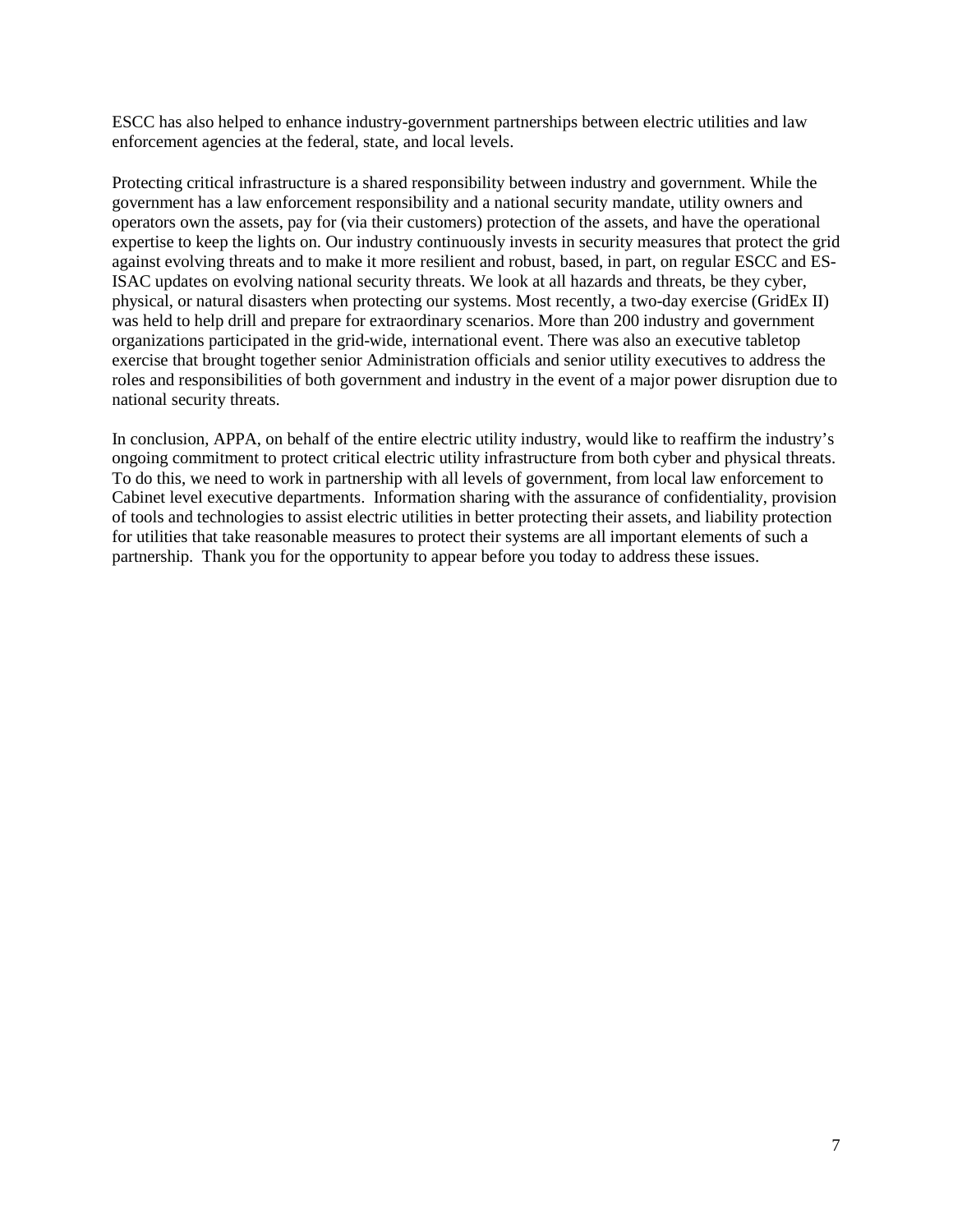ESCC has also helped to enhance industry-government partnerships between electric utilities and law enforcement agencies at the federal, state, and local levels.

Protecting critical infrastructure is a shared responsibility between industry and government. While the government has a law enforcement responsibility and a national security mandate, utility owners and operators own the assets, pay for (via their customers) protection of the assets, and have the operational expertise to keep the lights on. Our industry continuously invests in security measures that protect the grid against evolving threats and to make it more resilient and robust, based, in part, on regular ESCC and ES-ISAC updates on evolving national security threats. We look at all hazards and threats, be they cyber, physical, or natural disasters when protecting our systems. Most recently, a two-day exercise (GridEx II) was held to help drill and prepare for extraordinary scenarios. More than 200 industry and government organizations participated in the grid-wide, international event. There was also an executive tabletop exercise that brought together senior Administration officials and senior utility executives to address the roles and responsibilities of both government and industry in the event of a major power disruption due to national security threats.

In conclusion, APPA, on behalf of the entire electric utility industry, would like to reaffirm the industry's ongoing commitment to protect critical electric utility infrastructure from both cyber and physical threats. To do this, we need to work in partnership with all levels of government, from local law enforcement to Cabinet level executive departments. Information sharing with the assurance of confidentiality, provision of tools and technologies to assist electric utilities in better protecting their assets, and liability protection for utilities that take reasonable measures to protect their systems are all important elements of such a partnership. Thank you for the opportunity to appear before you today to address these issues.